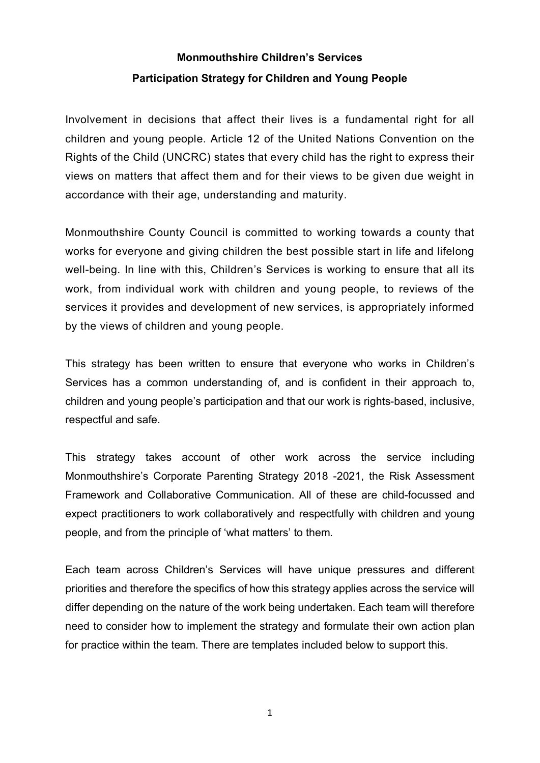# Monmouthshire Children's Services

## Participation Strategy for Children and Young People

Involvement in decisions that affect their lives is a fundamental right for all children and young people. Article 12 of the United Nations Convention on the Rights of the Child (UNCRC) states that every child has the right to express their views on matters that affect them and for their views to be given due weight in accordance with their age, understanding and maturity.

Monmouthshire County Council is committed to working towards a county that works for everyone and giving children the best possible start in life and lifelong well-being. In line with this, Children's Services is working to ensure that all its work, from individual work with children and young people, to reviews of the services it provides and development of new services, is appropriately informed by the views of children and young people.

This strategy has been written to ensure that everyone who works in Children's Services has a common understanding of, and is confident in their approach to, children and young people's participation and that our work is rights-based, inclusive, respectful and safe.

This strategy takes account of other work across the service including Monmouthshire's Corporate Parenting Strategy 2018 -2021, the Risk Assessment Framework and Collaborative Communication. All of these are child-focussed and expect practitioners to work collaboratively and respectfully with children and young people, and from the principle of 'what matters' to them.

Each team across Children's Services will have unique pressures and different priorities and therefore the specifics of how this strategy applies across the service will differ depending on the nature of the work being undertaken. Each team will therefore need to consider how to implement the strategy and formulate their own action plan for practice within the team. There are templates included below to support this.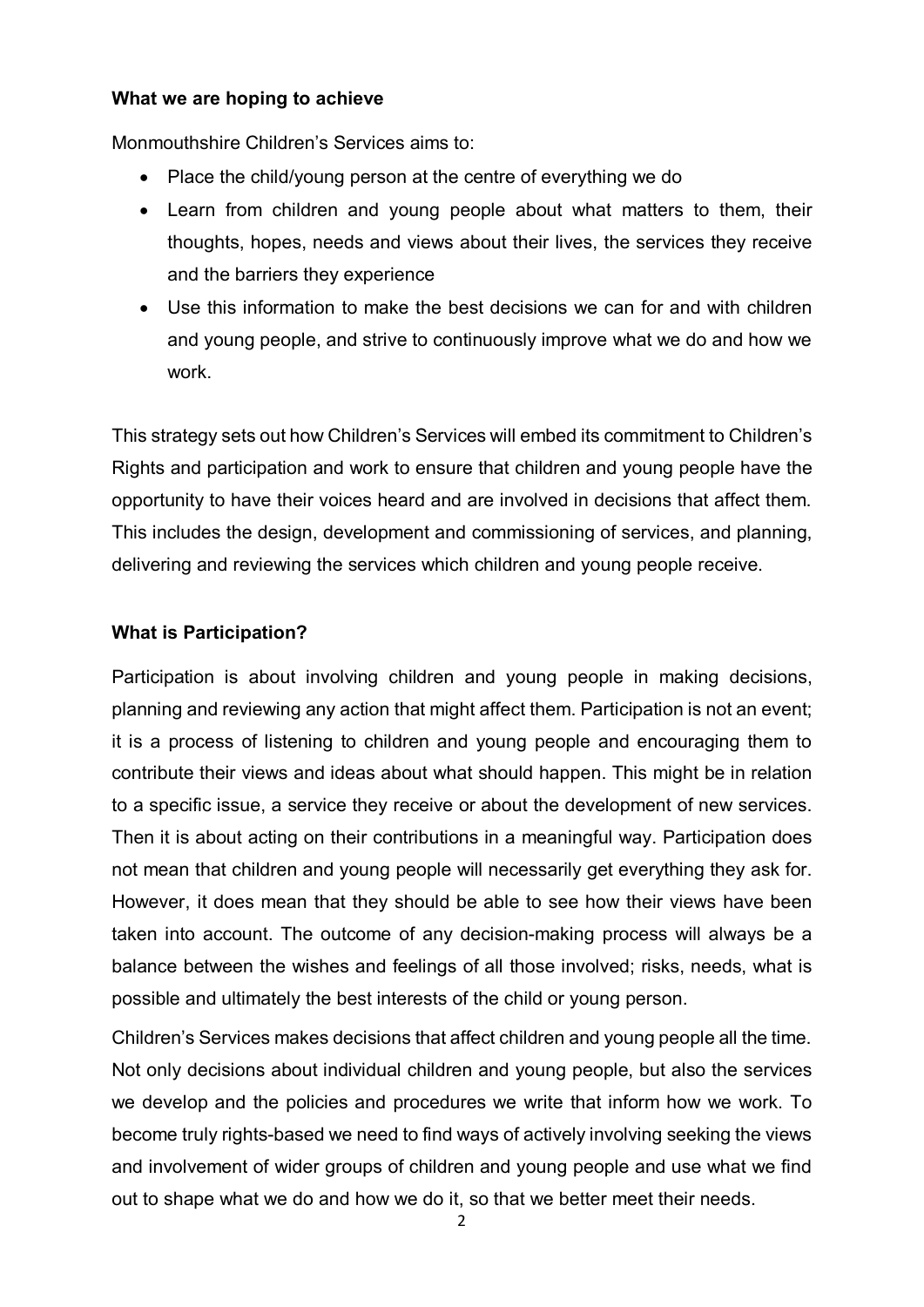**What we are hoping to achieve**

Monmouthshire Children's Services aims to:

- Place the child/young person at the centre of everything we do
- Learn from children and young people about what matters to them, their thoughts, hopes, needs and views about their lives, the services they receive and the barriers they experience
- Use this information to make the best decisions we can for and with children and young people, and strive to continuously improve what we do and how we work.

This strategy sets out how Children's Services will embed its commitment to Children's Rights and participation and work to ensure that children and young people have the opportunity to have their voices heard and are involved in decisions that affect them. This includes the design, development and commissioning of services, and planning, delivering and reviewing the services which children and young people receive.

**What is Participation?**

Participation is about involving children and young people in making decisions, planning and reviewing any action that might affect them. Participation is not an event; it is a process of listening to children and young people and encouraging them to contribute their views and ideas about what should happen. This might be in relation to a specific issue, a service they receive or about the development of new services. Then it is about acting on their contributions in a meaningful way. Participation does not mean that children and young people will necessarily get everything they ask for. However, it does mean that they should be able to see how their views have been taken into account. The outcome of any decision-making process will always be a balance between the wishes and feelings of all those involved; risks, needs, what is possible and ultimately the best interests of the child or young person.

Children's Services makes decisions that affect children and young people all the time. Not only decisions about individual children and young people, but also the services we develop and the policies and procedures we write that inform how we work. To become truly rights-based we need to find ways of actively involving seeking the views and involvement of wider groups of children and young people and use what we find out to shape what we do and how we do it, so that we better meet their needs.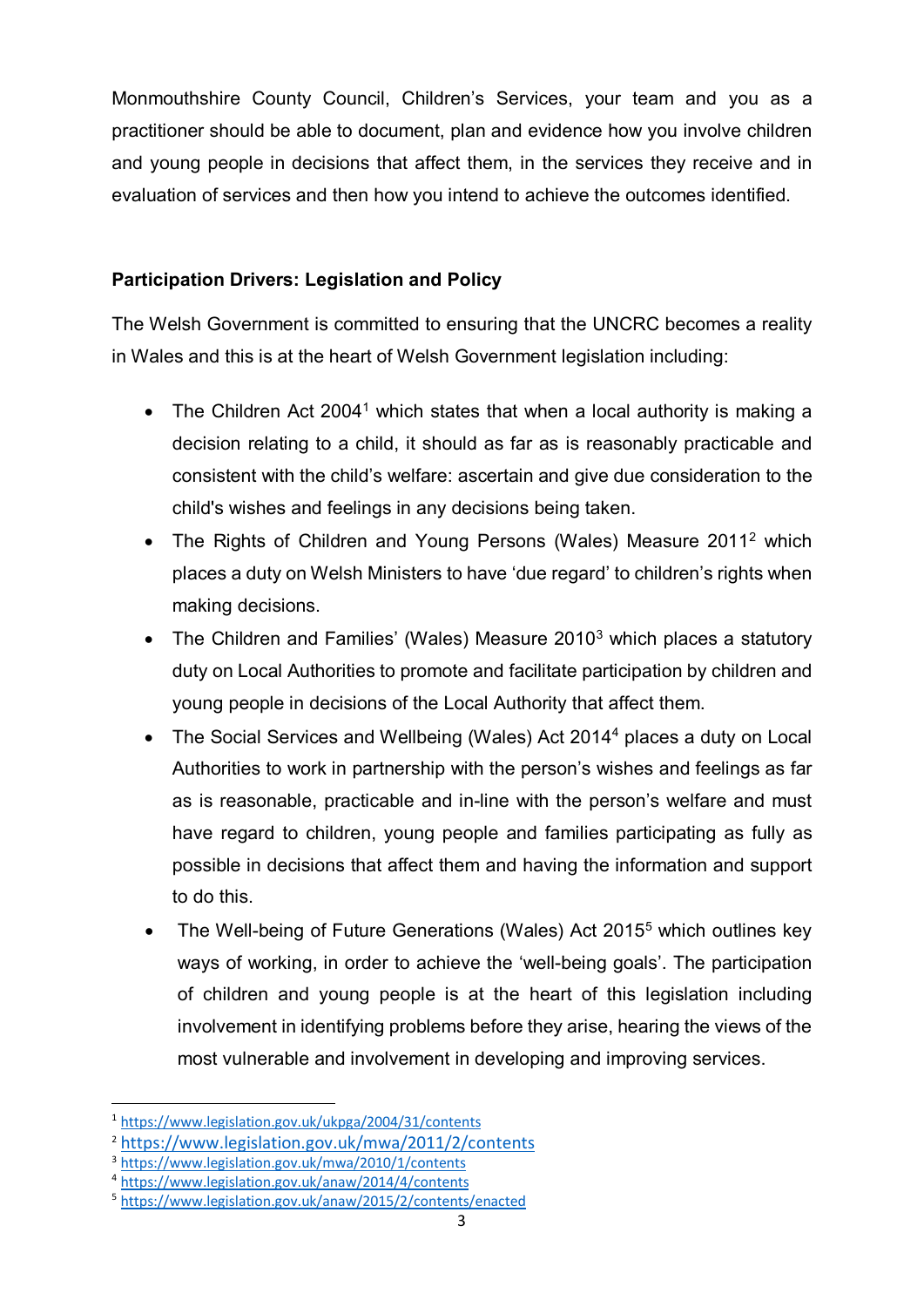Monmouthshire County Council, Children's Services, your team and you as a practitioner should be able to document, plan and evidence how you involve children and young people in decisions that affect them, in the services they receive and in evaluation of services and then how you intend to achieve the outcomes identified.

**Participation Drivers: Legislation and Policy**

The Welsh Government is committed to ensuring that the UNCRC becomes a reality in Wales and this is at the heart of Welsh Government legislation including:

- The Children Act 2004[1] which states that when a local authority is making a decision relating to a child, it should as far as is reasonably practicable and consistent with the child's welfare: ascertain and give due consideration to the child's wishes and feelings in any decisions being taken.
- The Rights of Children and Young Persons (Wales) Measure 2011[2] which places a duty on Welsh Ministers to have 'due regard' to children's rights when making decisions.
- The Children and Families' (Wales) Measure 2010[3] which places a statutory duty on Local Authorities to promote and facilitate participation by children and young people in decisions of the Local Authority that affect them.
- The Social Services and Wellbeing (Wales) Act 2014[4] places a duty on Local Authorities to work in partnership with the person's wishes and feelings as far as is reasonable, practicable and in-line with the person's welfare and must have regard to children, young people and families participating as fully as possible in decisions that affect them and having the information and support to do this.
- The Well-being of Future Generations (Wales) Act 2015[5] which outlines key ways of working, in order to achieve the 'well-being goals'. The participation of children and young people is at the heart of this legislation including involvement in identifying problems before they arise, hearing the views of the most vulnerable and involvement in developing and improving services.

---

[1] https://www.legislation.gov.uk/ukpga/2004/31/contents

[2] https://www.legislation.gov.uk/mwa/2011/2/contents

[3] https://www.legislation.gov.uk/mwa/2010/1/contents

[4] https://www.legislation.gov.uk/anaw/2014/4/contents

[5] https://www.legislation.gov.uk/anaw/2015/2/contents/enacted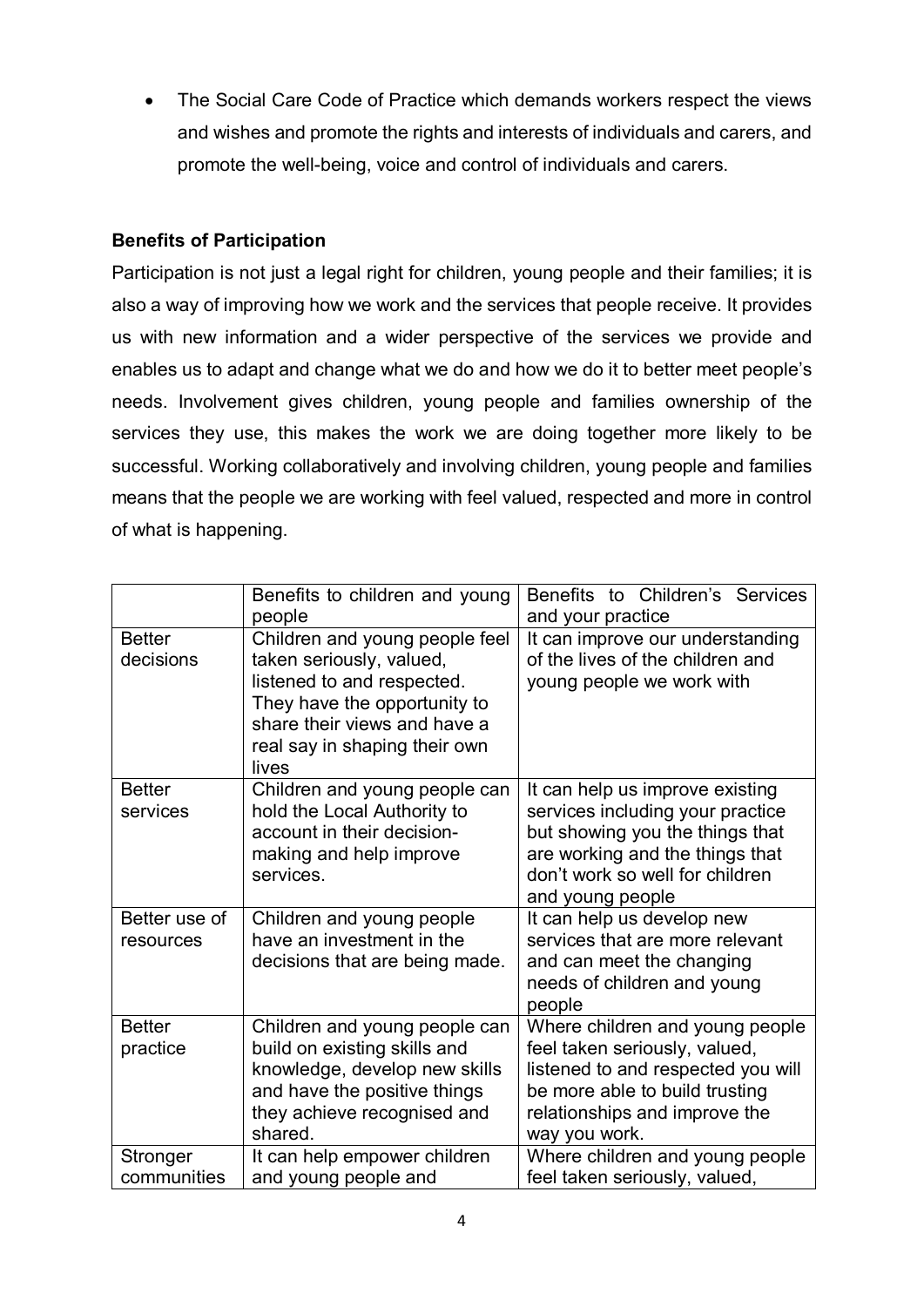- The Social Care Code of Practice which demands workers respect the views and wishes and promote the rights and interests of individuals and carers, and promote the well-being, voice and control of individuals and carers.

**Benefits of Participation**

Participation is not just a legal right for children, young people and their families; it is also a way of improving how we work and the services that people receive. It provides us with new information and a wider perspective of the services we provide and enables us to adapt and change what we do and how we do it to better meet people's needs. Involvement gives children, young people and families ownership of the services they use, this makes the work we are doing together more likely to be successful. Working collaboratively and involving children, young people and families means that the people we are working with feel valued, respected and more in control of what is happening.

| | Benefits to children and young people | Benefits to Children's Services and your practice |
|---|---|---|
| Better decisions | Children and young people feel taken seriously, valued, listened to and respected. They have the opportunity to share their views and have a real say in shaping their own lives | It can improve our understanding of the lives of the children and young people we work with |
| Better services | Children and young people can hold the Local Authority to account in their decision-making and help improve services. | It can help us improve existing services including your practice but showing you the things that are working and the things that don't work so well for children and young people |
| Better use of resources | Children and young people have an investment in the decisions that are being made. | It can help us develop new services that are more relevant and can meet the changing needs of children and young people |
| Better practice | Children and young people can build on existing skills and knowledge, develop new skills and have the positive things they achieve recognised and shared. | Where children and young people feel taken seriously, valued, listened to and respected you will be more able to build trusting relationships and improve the way you work. |
| Stronger communities | It can help empower children and young people and | Where children and young people feel taken seriously, valued, |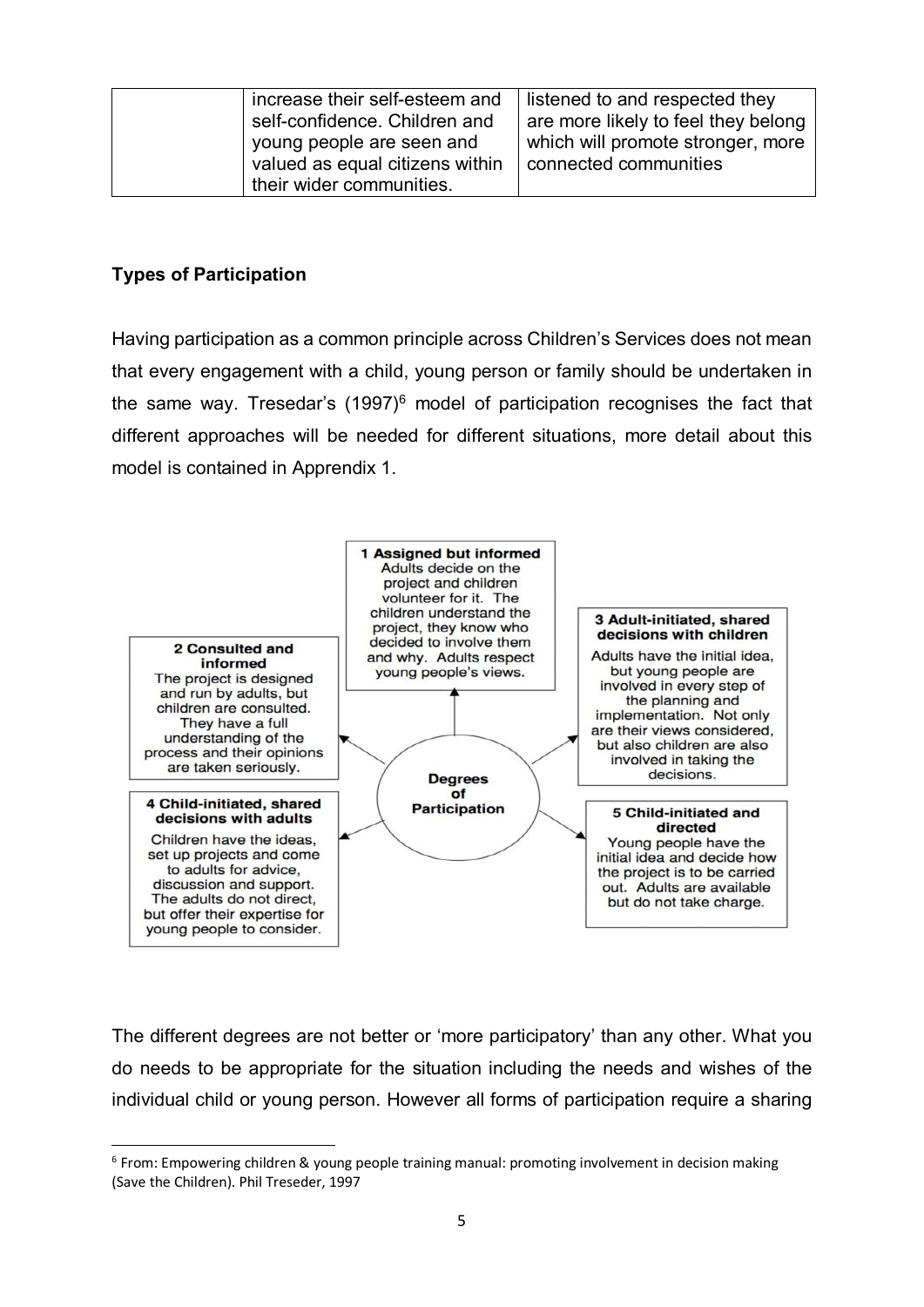| | | |
|---|---|---|
| | increase their self-esteem and self-confidence. Children and young people are seen and valued as equal citizens within their wider communities. | listened to and respected they are more likely to feel they belong which will promote stronger, more connected communities |

**Types of Participation**

Having participation as a common principle across Children's Services does not mean that every engagement with a child, young person or family should be undertaken in the same way. Tresedar's (1997)[6] model of participation recognises the fact that different approaches will be needed for different situations, more detail about this model is contained in Apprendix 1.

Degrees of Participation

**1 Assigned but informed**
Adults decide on the project and children volunteer for it. The children understand the project, they know who decided to involve them and why. Adults respect young people's views.

**2 Consulted and informed**
The project is designed and run by adults, but children are consulted. They have a full understanding of the process and their opinions are taken seriously.

**3 Adult-initiated, shared decisions with children**
Adults have the initial idea, but young people are involved in every step of the planning and implementation. Not only are their views considered, but also children are also involved in taking the decisions.

**4 Child-initiated, shared decisions with adults**
Children have the ideas, set up projects and come to adults for advice, discussion and support. The adults do not direct, but offer their expertise for young people to consider.

**5 Child-initiated and directed**
Young people have the initial idea and decide how the project is to be carried out. Adults are available but do not take charge.

The different degrees are not better or 'more participatory' than any other. What you do needs to be appropriate for the situation including the needs and wishes of the individual child or young person. However all forms of participation require a sharing

[6] From: Empowering children & young people training manual: promoting involvement in decision making (Save the Children). Phil Treseder, 1997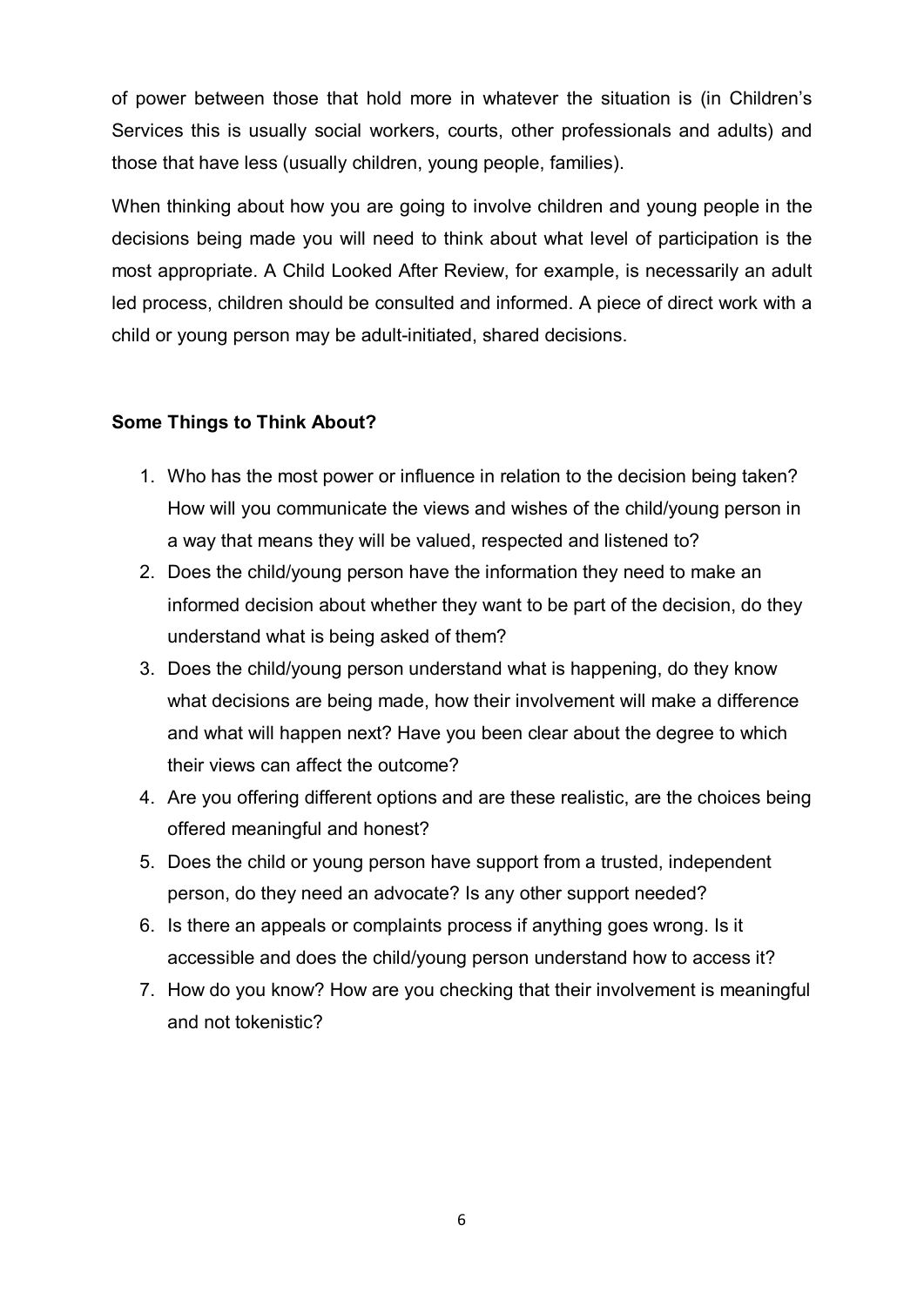of power between those that hold more in whatever the situation is (in Children's Services this is usually social workers, courts, other professionals and adults) and those that have less (usually children, young people, families).

When thinking about how you are going to involve children and young people in the decisions being made you will need to think about what level of participation is the most appropriate. A Child Looked After Review, for example, is necessarily an adult led process, children should be consulted and informed. A piece of direct work with a child or young person may be adult-initiated, shared decisions.

**Some Things to Think About?**

1. Who has the most power or influence in relation to the decision being taken? How will you communicate the views and wishes of the child/young person in a way that means they will be valued, respected and listened to?
2. Does the child/young person have the information they need to make an informed decision about whether they want to be part of the decision, do they understand what is being asked of them?
3. Does the child/young person understand what is happening, do they know what decisions are being made, how their involvement will make a difference and what will happen next? Have you been clear about the degree to which their views can affect the outcome?
4. Are you offering different options and are these realistic, are the choices being offered meaningful and honest?
5. Does the child or young person have support from a trusted, independent person, do they need an advocate? Is any other support needed?
6. Is there an appeals or complaints process if anything goes wrong. Is it accessible and does the child/young person understand how to access it?
7. How do you know? How are you checking that their involvement is meaningful and not tokenistic?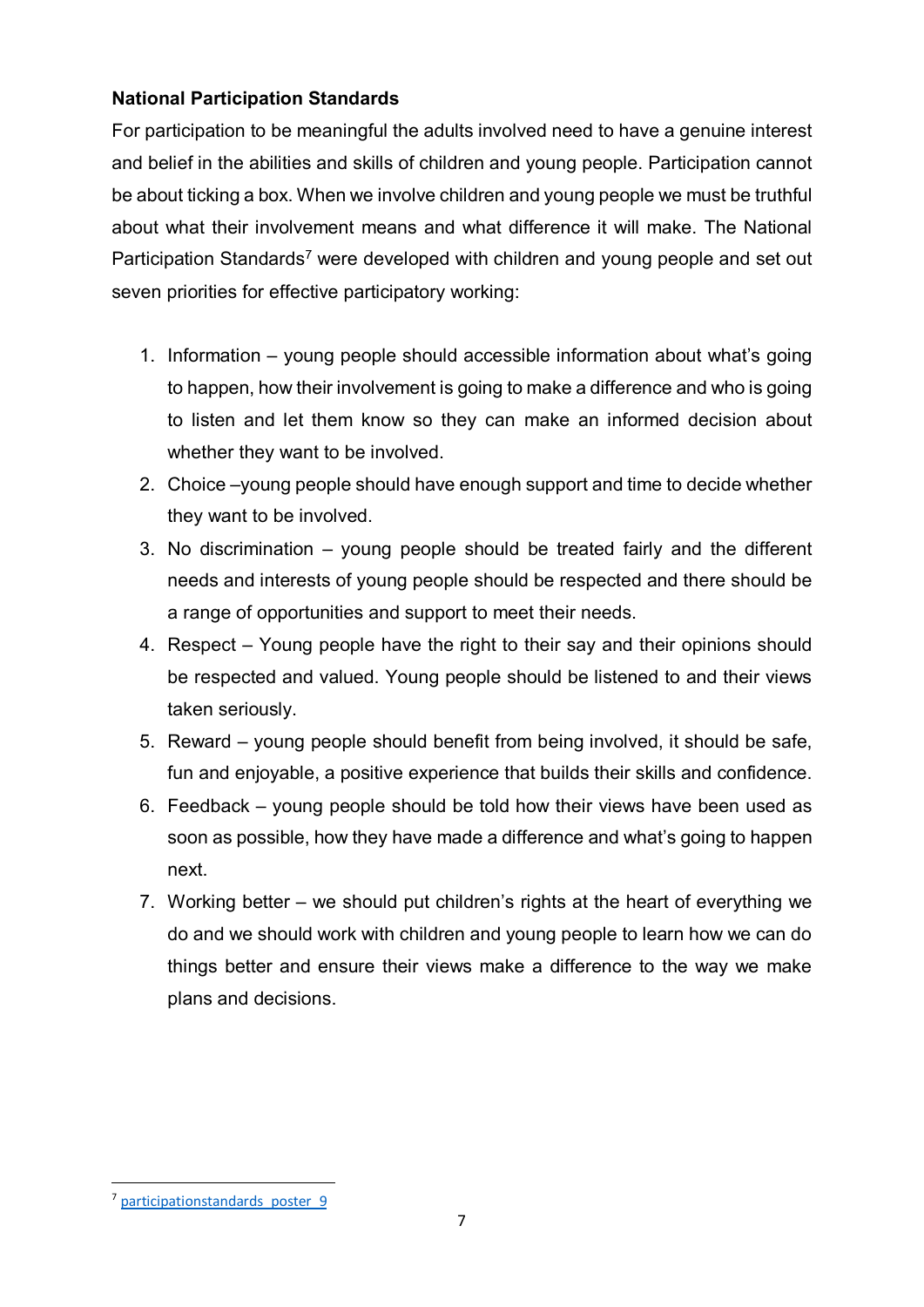**National Participation Standards**

For participation to be meaningful the adults involved need to have a genuine interest and belief in the abilities and skills of children and young people. Participation cannot be about ticking a box. When we involve children and young people we must be truthful about what their involvement means and what difference it will make. The National Participation Standards[7] were developed with children and young people and set out seven priorities for effective participatory working:

1. Information – young people should accessible information about what's going to happen, how their involvement is going to make a difference and who is going to listen and let them know so they can make an informed decision about whether they want to be involved.
2. Choice –young people should have enough support and time to decide whether they want to be involved.
3. No discrimination – young people should be treated fairly and the different needs and interests of young people should be respected and there should be a range of opportunities and support to meet their needs.
4. Respect – Young people have the right to their say and their opinions should be respected and valued. Young people should be listened to and their views taken seriously.
5. Reward – young people should benefit from being involved, it should be safe, fun and enjoyable, a positive experience that builds their skills and confidence.
6. Feedback – young people should be told how their views have been used as soon as possible, how they have made a difference and what's going to happen next.
7. Working better – we should put children's rights at the heart of everything we do and we should work with children and young people to learn how we can do things better and ensure their views make a difference to the way we make plans and decisions.

---

[7] participationstandards_poster_9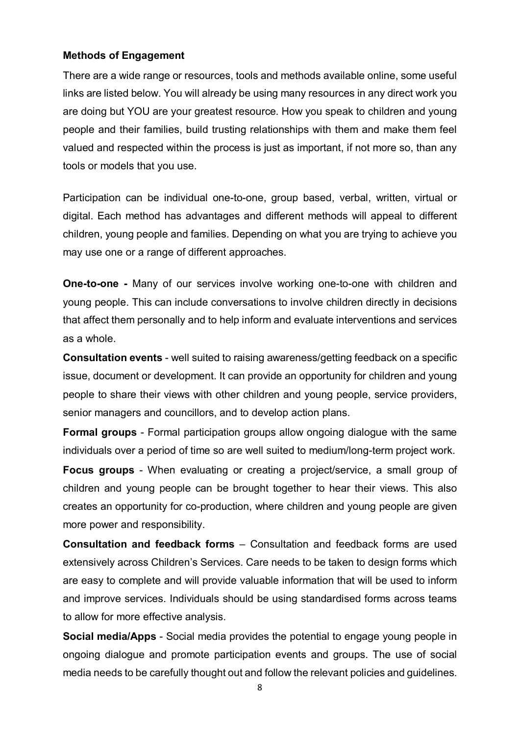**Methods of Engagement**

There are a wide range or resources, tools and methods available online, some useful links are listed below. You will already be using many resources in any direct work you are doing but YOU are your greatest resource. How you speak to children and young people and their families, build trusting relationships with them and make them feel valued and respected within the process is just as important, if not more so, than any tools or models that you use.

Participation can be individual one-to-one, group based, verbal, written, virtual or digital. Each method has advantages and different methods will appeal to different children, young people and families. Depending on what you are trying to achieve you may use one or a range of different approaches.

**One-to-one -** Many of our services involve working one-to-one with children and young people. This can include conversations to involve children directly in decisions that affect them personally and to help inform and evaluate interventions and services as a whole.

**Consultation events** - well suited to raising awareness/getting feedback on a specific issue, document or development. It can provide an opportunity for children and young people to share their views with other children and young people, service providers, senior managers and councillors, and to develop action plans.

**Formal groups** - Formal participation groups allow ongoing dialogue with the same individuals over a period of time so are well suited to medium/long-term project work.

**Focus groups** - When evaluating or creating a project/service, a small group of children and young people can be brought together to hear their views. This also creates an opportunity for co-production, where children and young people are given more power and responsibility.

**Consultation and feedback forms** – Consultation and feedback forms are used extensively across Children's Services. Care needs to be taken to design forms which are easy to complete and will provide valuable information that will be used to inform and improve services. Individuals should be using standardised forms across teams to allow for more effective analysis.

**Social media/Apps** - Social media provides the potential to engage young people in ongoing dialogue and promote participation events and groups. The use of social media needs to be carefully thought out and follow the relevant policies and guidelines.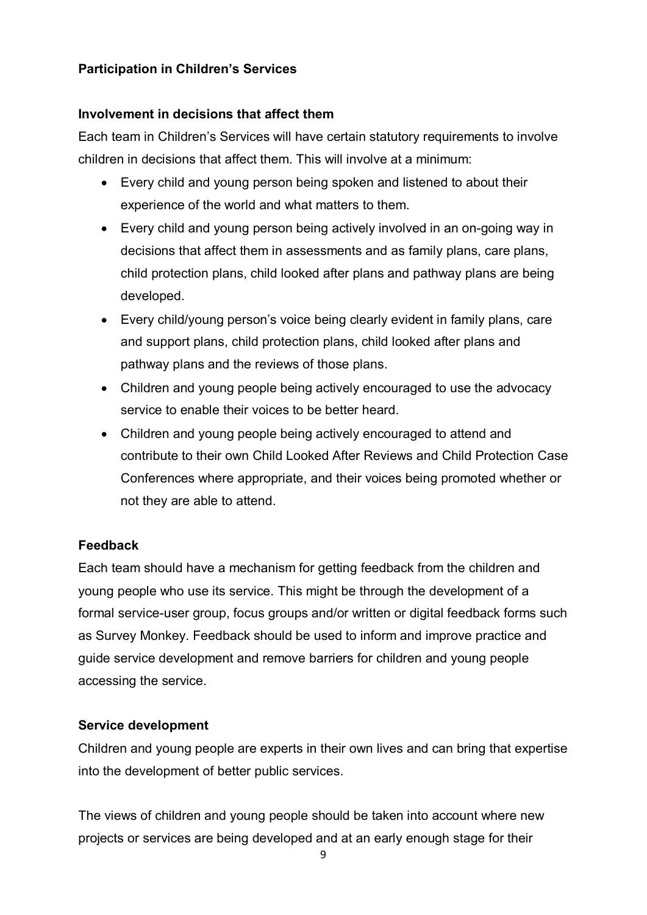## Participation in Children's Services

### Involvement in decisions that affect them

Each team in Children's Services will have certain statutory requirements to involve children in decisions that affect them. This will involve at a minimum:

- Every child and young person being spoken and listened to about their experience of the world and what matters to them.
- Every child and young person being actively involved in an on-going way in decisions that affect them in assessments and as family plans, care plans, child protection plans, child looked after plans and pathway plans are being developed.
- Every child/young person's voice being clearly evident in family plans, care and support plans, child protection plans, child looked after plans and pathway plans and the reviews of those plans.
- Children and young people being actively encouraged to use the advocacy service to enable their voices to be better heard.
- Children and young people being actively encouraged to attend and contribute to their own Child Looked After Reviews and Child Protection Case Conferences where appropriate, and their voices being promoted whether or not they are able to attend.

### Feedback

Each team should have a mechanism for getting feedback from the children and young people who use its service. This might be through the development of a formal service-user group, focus groups and/or written or digital feedback forms such as Survey Monkey. Feedback should be used to inform and improve practice and guide service development and remove barriers for children and young people accessing the service.

### Service development

Children and young people are experts in their own lives and can bring that expertise into the development of better public services.

The views of children and young people should be taken into account where new projects or services are being developed and at an early enough stage for their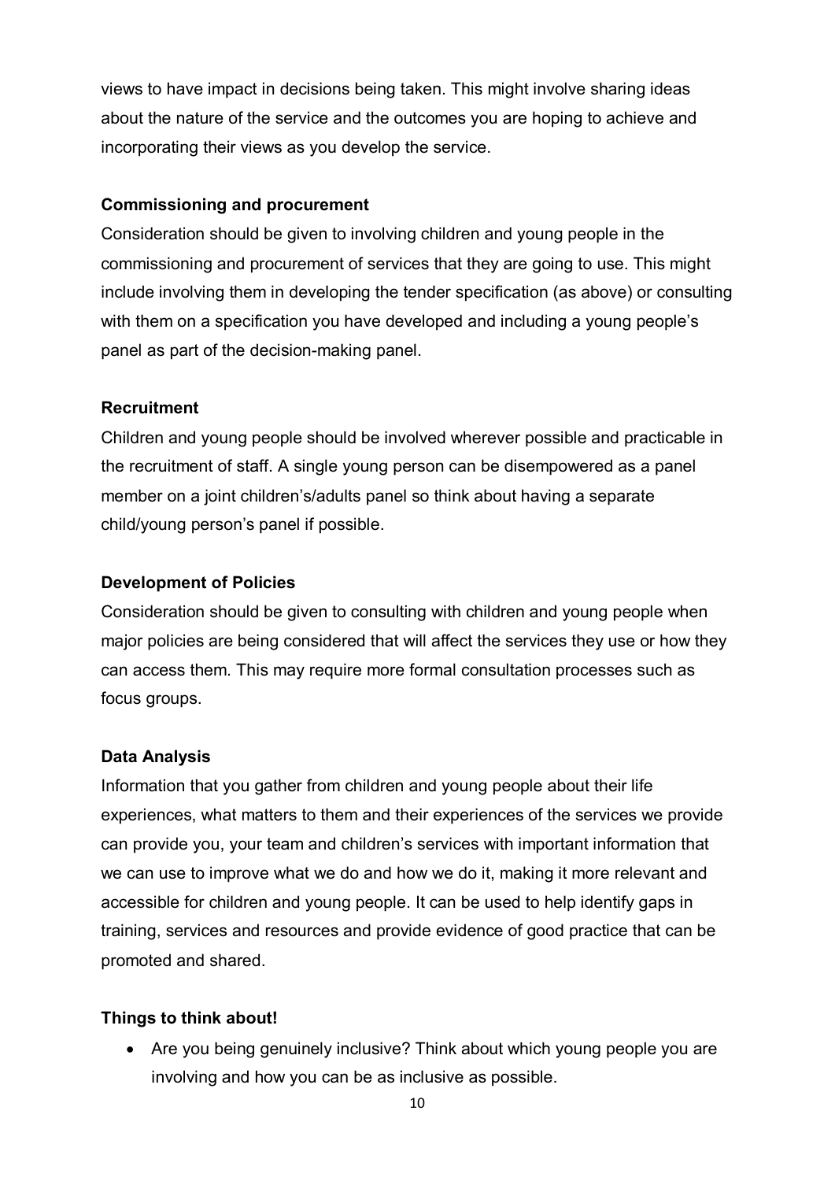views to have impact in decisions being taken. This might involve sharing ideas about the nature of the service and the outcomes you are hoping to achieve and incorporating their views as you develop the service.

**Commissioning and procurement**

Consideration should be given to involving children and young people in the commissioning and procurement of services that they are going to use. This might include involving them in developing the tender specification (as above) or consulting with them on a specification you have developed and including a young people's panel as part of the decision-making panel.

**Recruitment**

Children and young people should be involved wherever possible and practicable in the recruitment of staff. A single young person can be disempowered as a panel member on a joint children's/adults panel so think about having a separate child/young person's panel if possible.

**Development of Policies**

Consideration should be given to consulting with children and young people when major policies are being considered that will affect the services they use or how they can access them. This may require more formal consultation processes such as focus groups.

**Data Analysis**

Information that you gather from children and young people about their life experiences, what matters to them and their experiences of the services we provide can provide you, your team and children's services with important information that we can use to improve what we do and how we do it, making it more relevant and accessible for children and young people. It can be used to help identify gaps in training, services and resources and provide evidence of good practice that can be promoted and shared.

**Things to think about!**

- Are you being genuinely inclusive? Think about which young people you are involving and how you can be as inclusive as possible.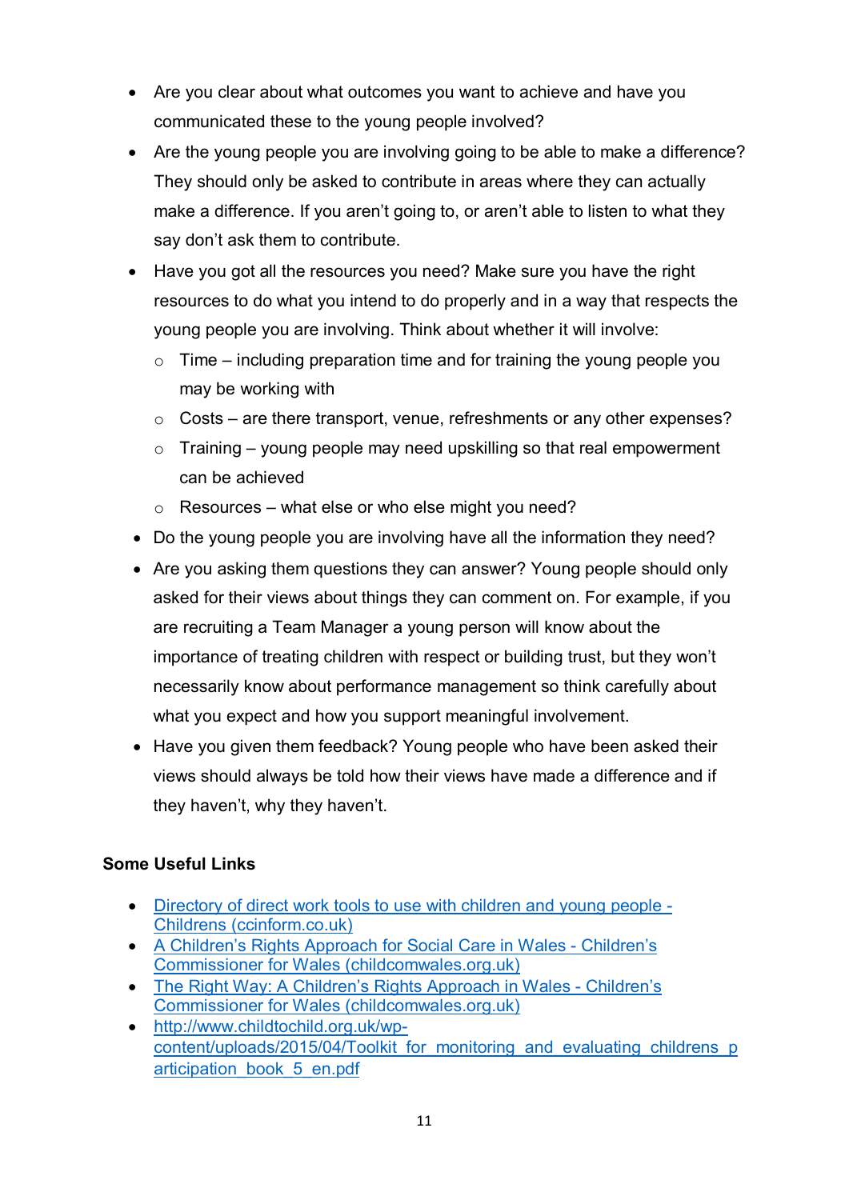- Are you clear about what outcomes you want to achieve and have you communicated these to the young people involved?
- Are the young people you are involving going to be able to make a difference? They should only be asked to contribute in areas where they can actually make a difference. If you aren't going to, or aren't able to listen to what they say don't ask them to contribute.
- Have you got all the resources you need? Make sure you have the right resources to do what you intend to do properly and in a way that respects the young people you are involving. Think about whether it will involve:
  - Time – including preparation time and for training the young people you may be working with
  - Costs – are there transport, venue, refreshments or any other expenses?
  - Training – young people may need upskilling so that real empowerment can be achieved
  - Resources – what else or who else might you need?
- Do the young people you are involving have all the information they need?
- Are you asking them questions they can answer? Young people should only asked for their views about things they can comment on. For example, if you are recruiting a Team Manager a young person will know about the importance of treating children with respect or building trust, but they won't necessarily know about performance management so think carefully about what you expect and how you support meaningful involvement.
- Have you given them feedback? Young people who have been asked their views should always be told how their views have made a difference and if they haven't, why they haven't.

**Some Useful Links**

- Directory of direct work tools to use with children and young people - Childrens (ccinform.co.uk)
- A Children's Rights Approach for Social Care in Wales - Children's Commissioner for Wales (childcomwales.org.uk)
- The Right Way: A Children's Rights Approach in Wales - Children's Commissioner for Wales (childcomwales.org.uk)
- http://www.childtochild.org.uk/wp-content/uploads/2015/04/Toolkit_for_monitoring_and_evaluating_childrens_participation_book_5_en.pdf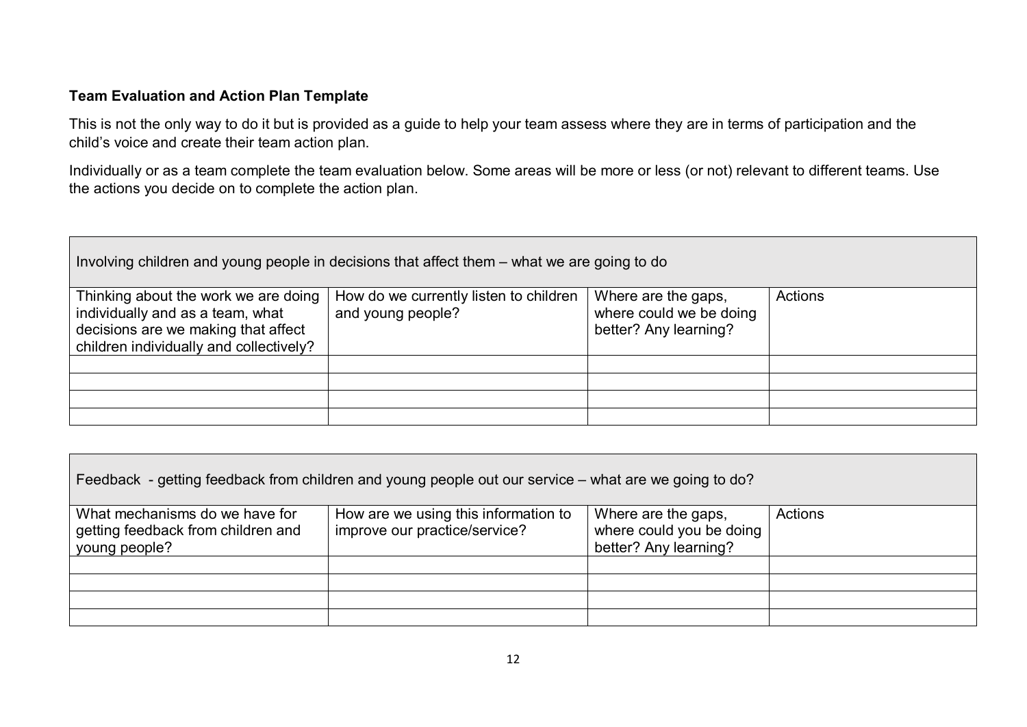**Team Evaluation and Action Plan Template**

This is not the only way to do it but is provided as a guide to help your team assess where they are in terms of participation and the child's voice and create their team action plan.

Individually or as a team complete the team evaluation below. Some areas will be more or less (or not) relevant to different teams. Use the actions you decide on to complete the action plan.

| Involving children and young people in decisions that affect them – what we are going to do | | | |
|---|---|---|---|
| Thinking about the work we are doing individually and as a team, what decisions are we making that affect children individually and collectively? | How do we currently listen to children and young people? | Where are the gaps, where could we be doing better? Any learning? | Actions |
| | | | |
| | | | |
| | | | |
| | | | |

| Feedback - getting feedback from children and young people out our service – what are we going to do? | | | |
|---|---|---|---|
| What mechanisms do we have for getting feedback from children and young people? | How are we using this information to improve our practice/service? | Where are the gaps, where could you be doing better? Any learning? | Actions |
| | | | |
| | | | |
| | | | |
| | | | |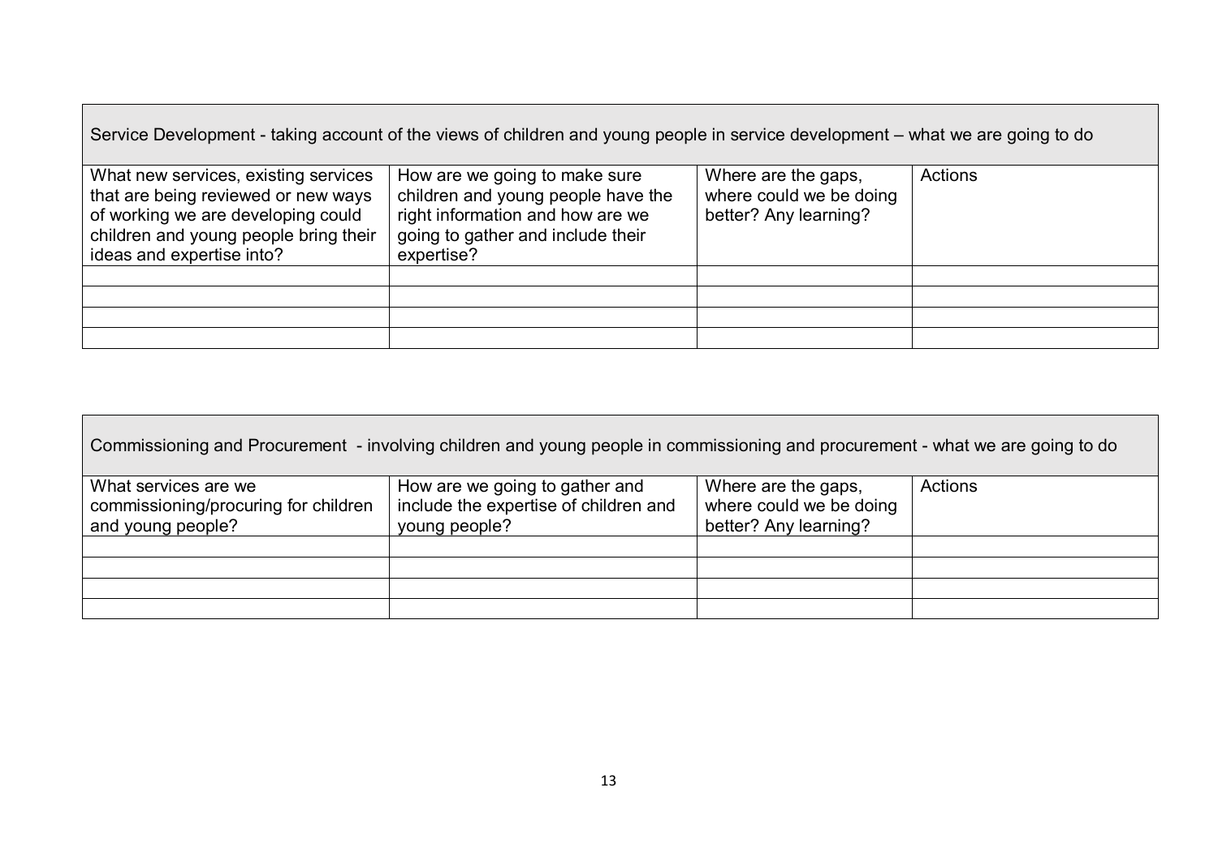| Service Development - taking account of the views of children and young people in service development – what we are going to do | | | |
|---|---|---|---|
| What new services, existing services that are being reviewed or new ways of working we are developing could children and young people bring their ideas and expertise into? | How are we going to make sure children and young people have the right information and how are we going to gather and include their expertise? | Where are the gaps, where could we be doing better? Any learning? | Actions |
| | | | |
| | | | |
| | | | |
| | | | |

| Commissioning and Procurement - involving children and young people in commissioning and procurement - what we are going to do | | | |
|---|---|---|---|
| What services are we commissioning/procuring for children and young people? | How are we going to gather and include the expertise of children and young people? | Where are the gaps, where could we be doing better? Any learning? | Actions |
| | | | |
| | | | |
| | | | |
| | | | |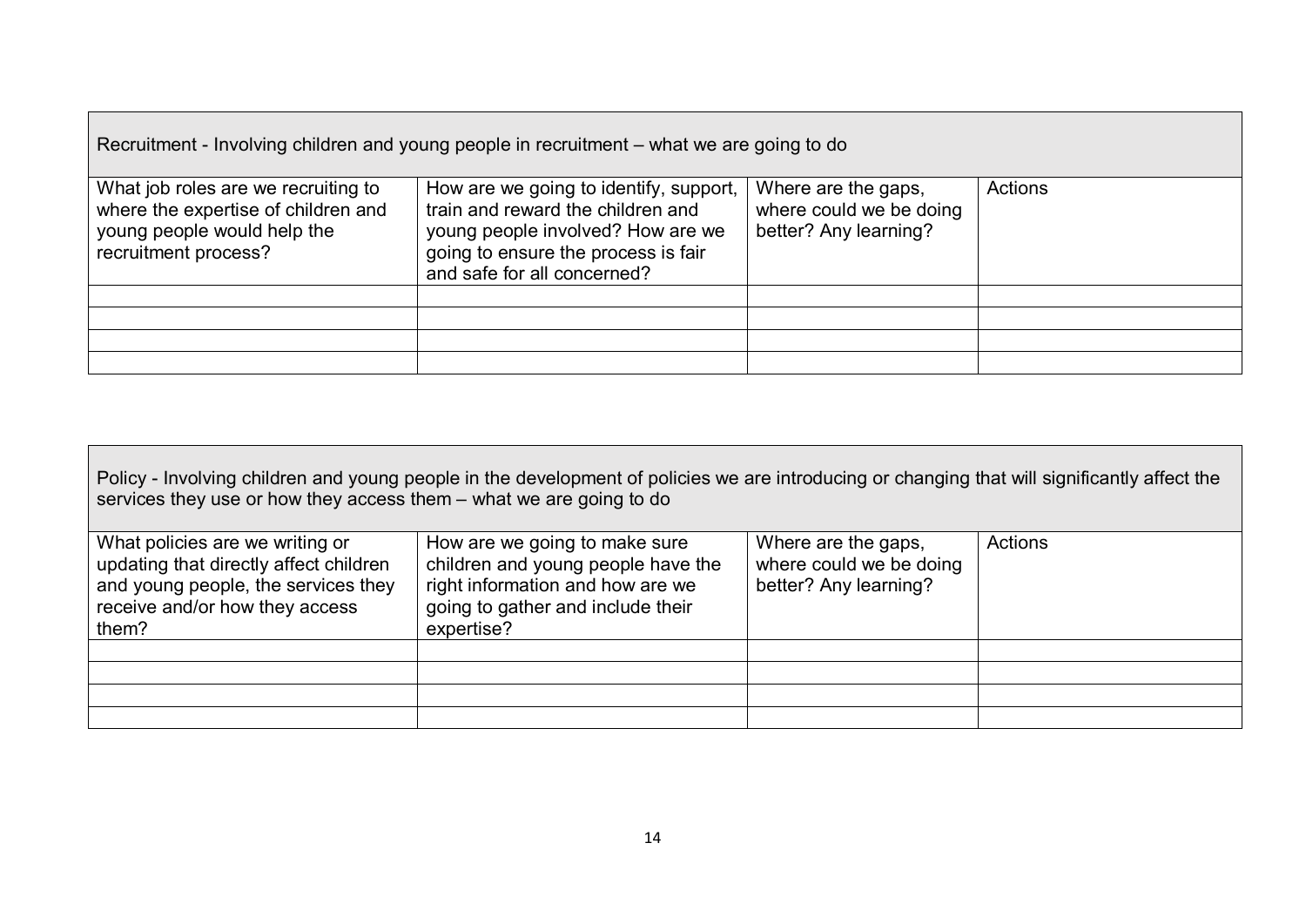| Recruitment - Involving children and young people in recruitment – what we are going to do | | | |
|---|---|---|---|
| What job roles are we recruiting to where the expertise of children and young people would help the recruitment process? | How are we going to identify, support, train and reward the children and young people involved? How are we going to ensure the process is fair and safe for all concerned? | Where are the gaps, where could we be doing better? Any learning? | Actions |
| | | | |
| | | | |
| | | | |
| | | | |

| Policy - Involving children and young people in the development of policies we are introducing or changing that will significantly affect the services they use or how they access them – what we are going to do | | | |
|---|---|---|---|
| What policies are we writing or updating that directly affect children and young people, the services they receive and/or how they access them? | How are we going to make sure children and young people have the right information and how are we going to gather and include their expertise? | Where are the gaps, where could we be doing better? Any learning? | Actions |
| | | | |
| | | | |
| | | | |
| | | | |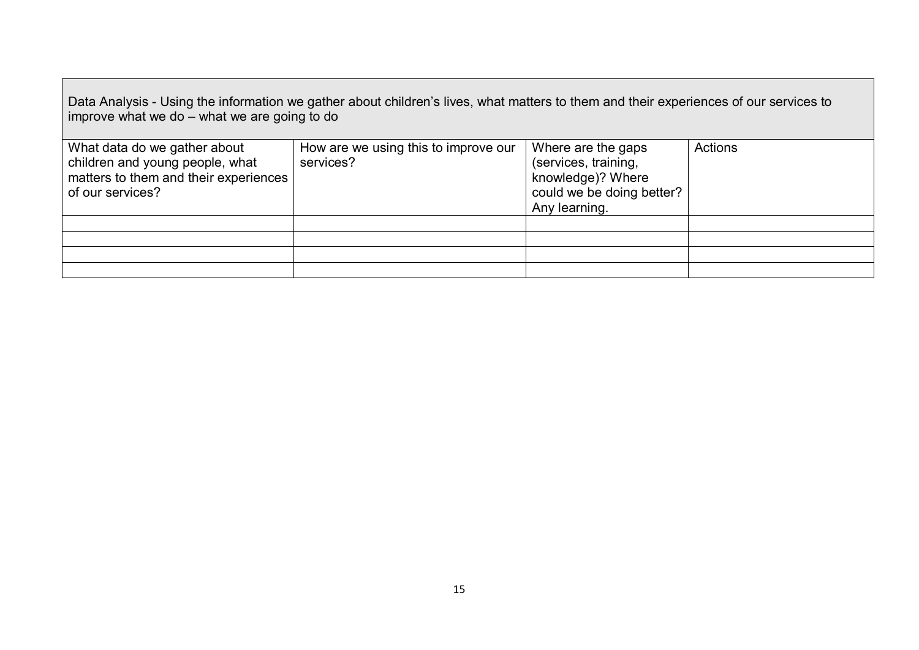| Data Analysis - Using the information we gather about children's lives, what matters to them and their experiences of our services to improve what we do – what we are going to do | | | |
|---|---|---|---|
| What data do we gather about children and young people, what matters to them and their experiences of our services? | How are we using this to improve our services? | Where are the gaps (services, training, knowledge)? Where could we be doing better? Any learning. | Actions |
| | | | |
| | | | |
| | | | |
| | | | |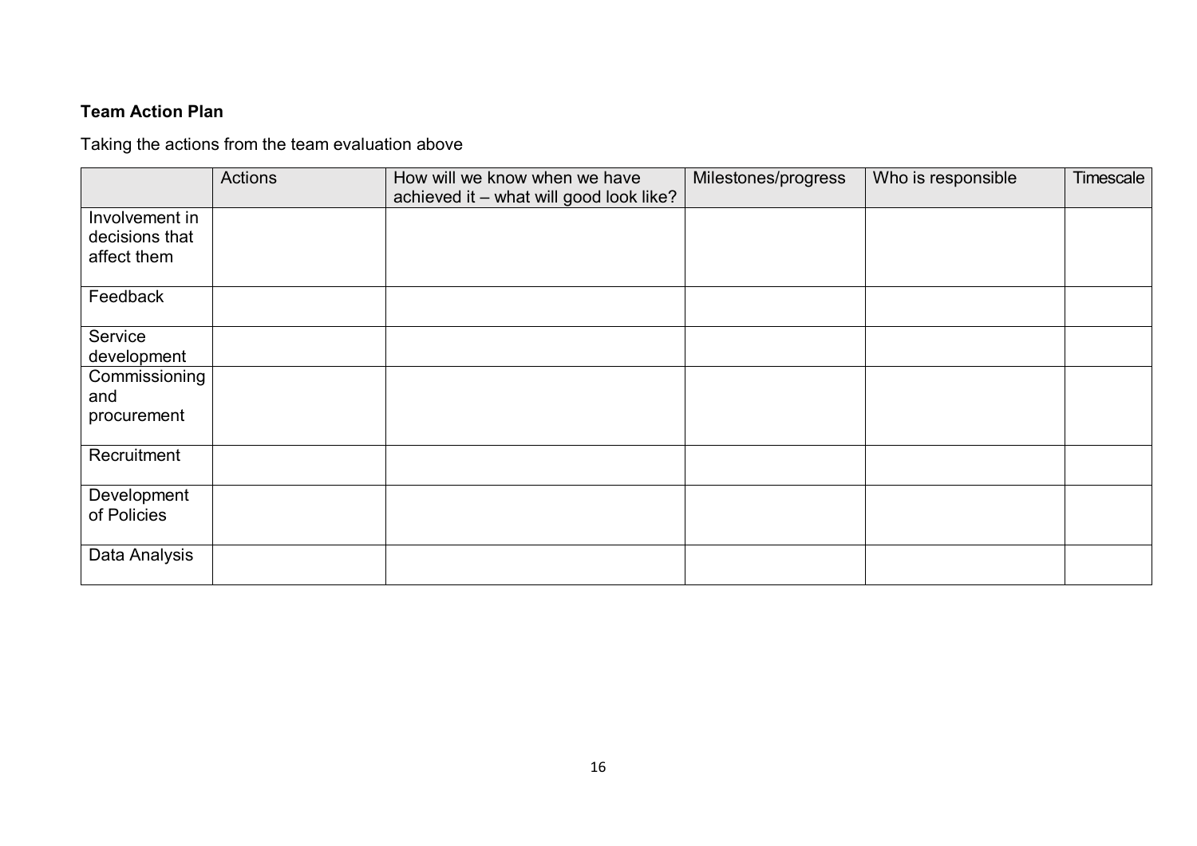**Team Action Plan**

Taking the actions from the team evaluation above

| | Actions | How will we know when we have achieved it – what will good look like? | Milestones/progress | Who is responsible | Timescale |
|---|---|---|---|---|---|
| Involvement in decisions that affect them | | | | | |
| Feedback | | | | | |
| Service development | | | | | |
| Commissioning and procurement | | | | | |
| Recruitment | | | | | |
| Development of Policies | | | | | |
| Data Analysis | | | | | |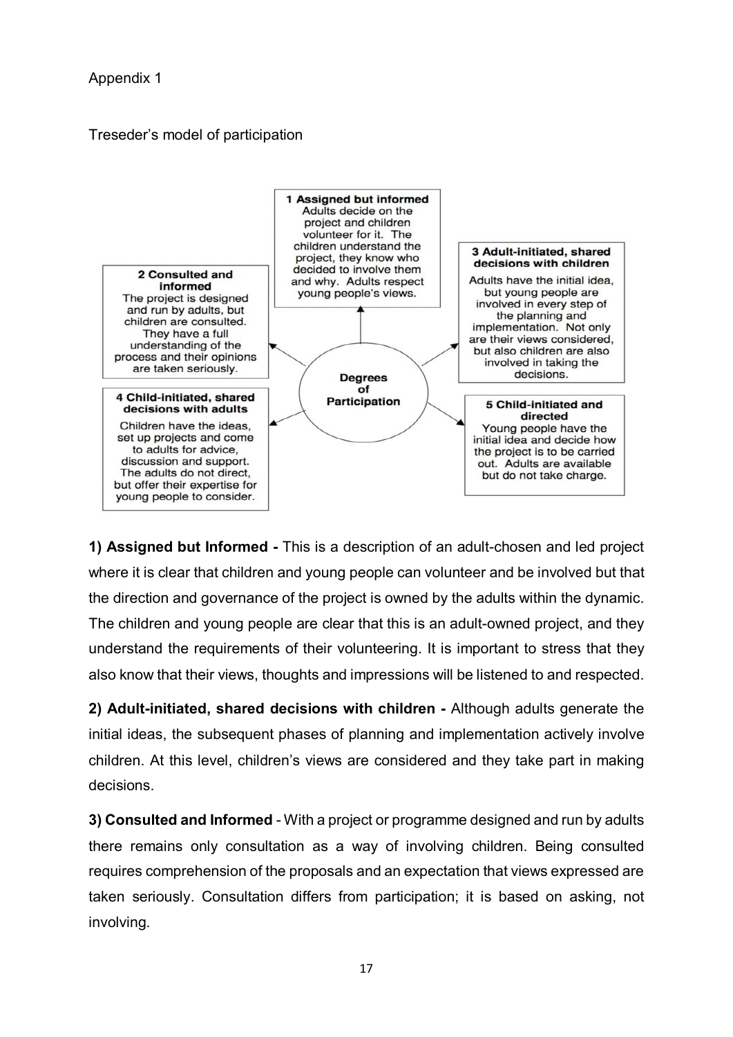Appendix 1

Treseder's model of participation

**1 Assigned but informed**
Adults decide on the project and children volunteer for it. The children understand the project, they know who decided to involve them and why. Adults respect young people's views.

**2 Consulted and informed**
The project is designed and run by adults, but children are consulted. They have a full understanding of the process and their opinions are taken seriously.

**3 Adult-initiated, shared decisions with children**
Adults have the initial idea, but young people are involved in every step of the planning and implementation. Not only are their views considered, but also children are also involved in taking the decisions.

**Degrees of Participation**

**4 Child-initiated, shared decisions with adults**
Children have the ideas, set up projects and come to adults for advice, discussion and support. The adults do not direct, but offer their expertise for young people to consider.

**5 Child-initiated and directed**
Young people have the initial idea and decide how the project is to be carried out. Adults are available but do not take charge.

**1) Assigned but Informed -** This is a description of an adult-chosen and led project where it is clear that children and young people can volunteer and be involved but that the direction and governance of the project is owned by the adults within the dynamic. The children and young people are clear that this is an adult-owned project, and they understand the requirements of their volunteering. It is important to stress that they also know that their views, thoughts and impressions will be listened to and respected.

**2) Adult-initiated, shared decisions with children -** Although adults generate the initial ideas, the subsequent phases of planning and implementation actively involve children. At this level, children's views are considered and they take part in making decisions.

**3) Consulted and Informed** - With a project or programme designed and run by adults there remains only consultation as a way of involving children. Being consulted requires comprehension of the proposals and an expectation that views expressed are taken seriously. Consultation differs from participation; it is based on asking, not involving.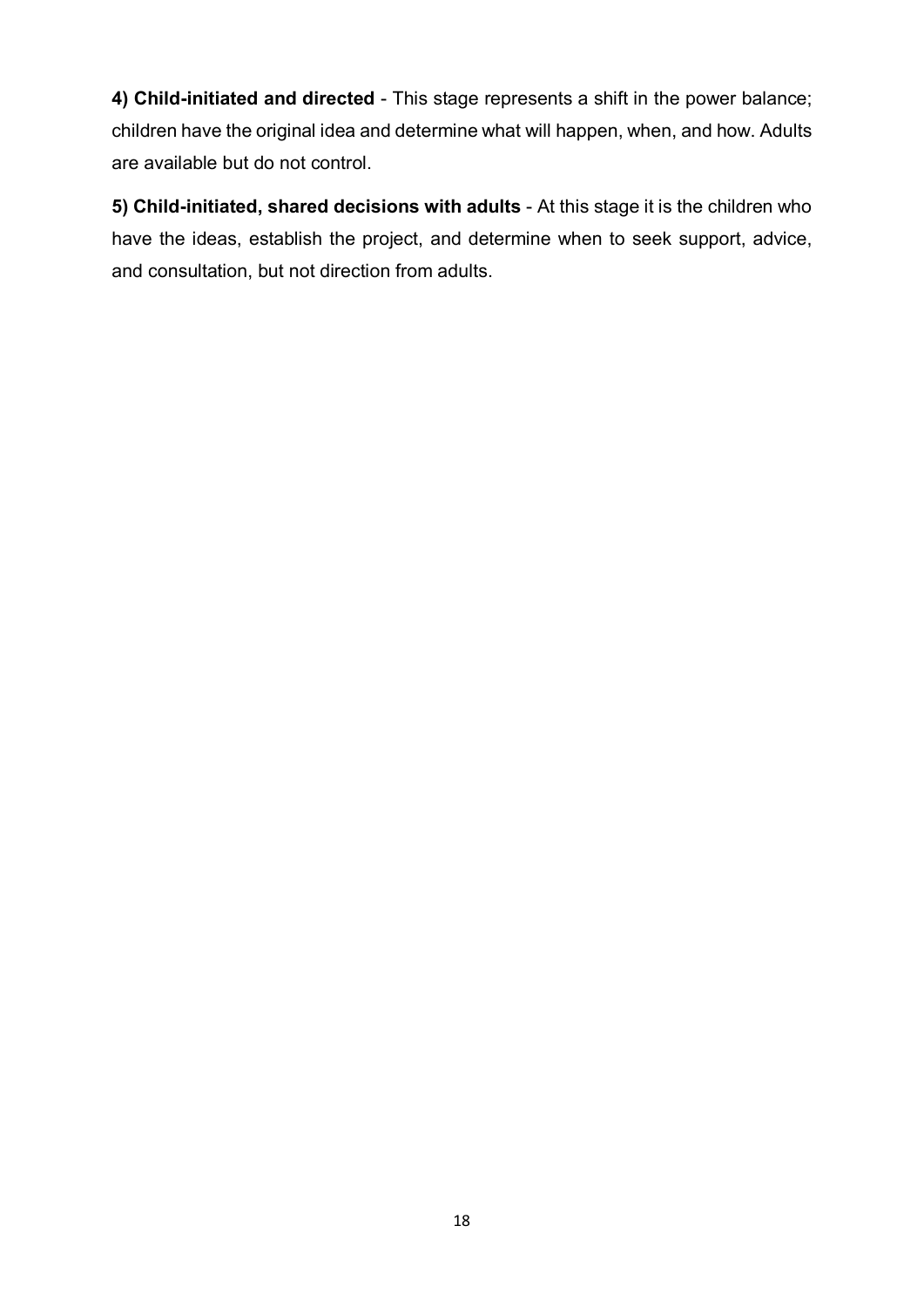**4) Child-initiated and directed** - This stage represents a shift in the power balance; children have the original idea and determine what will happen, when, and how. Adults are available but do not control.

**5) Child-initiated, shared decisions with adults** - At this stage it is the children who have the ideas, establish the project, and determine when to seek support, advice, and consultation, but not direction from adults.